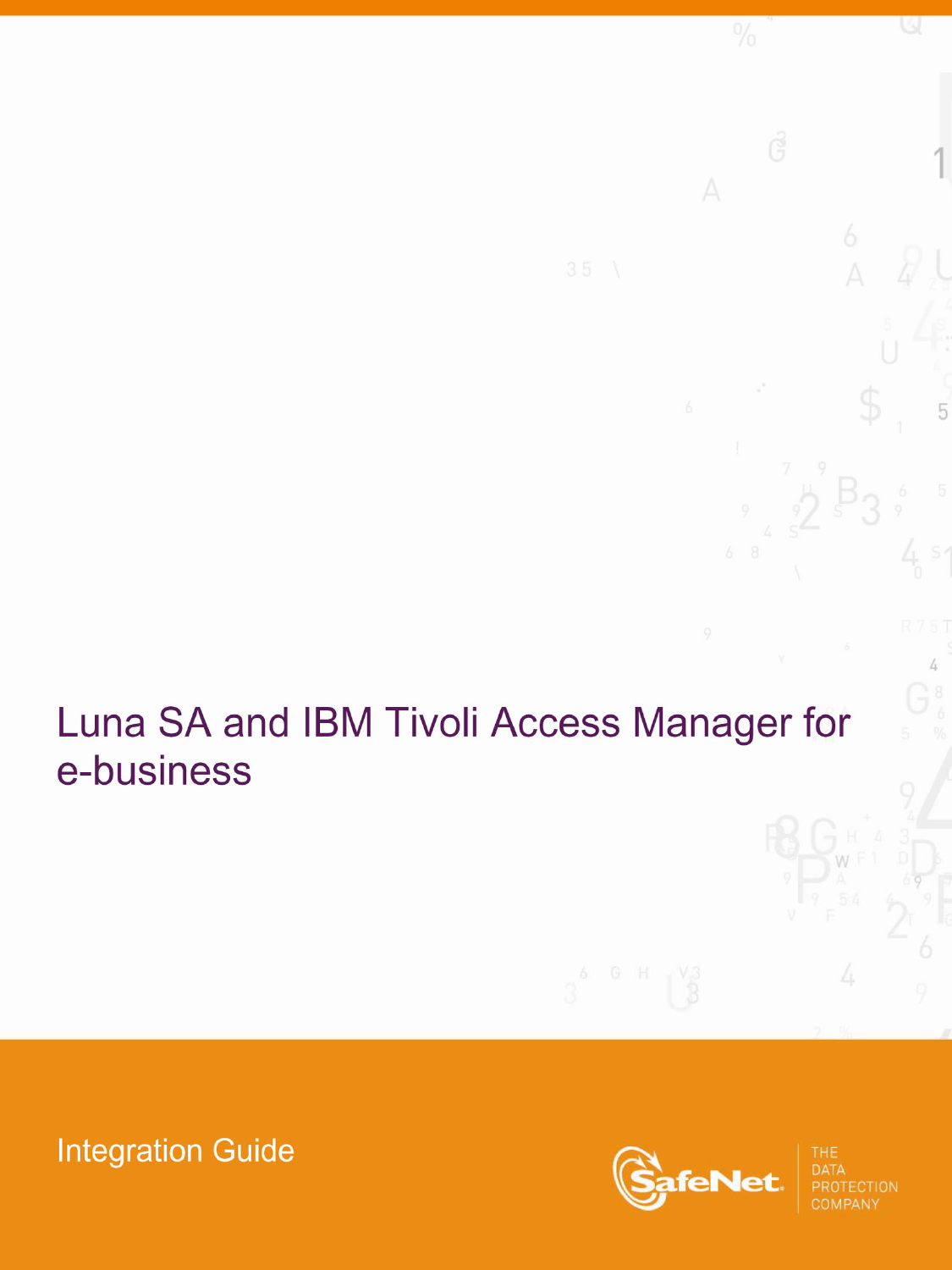# Luna SA and IBM Tivoli Access Manager for e-business

Integration Guide

SafeNet

THE DATA PROTECTION COMPANY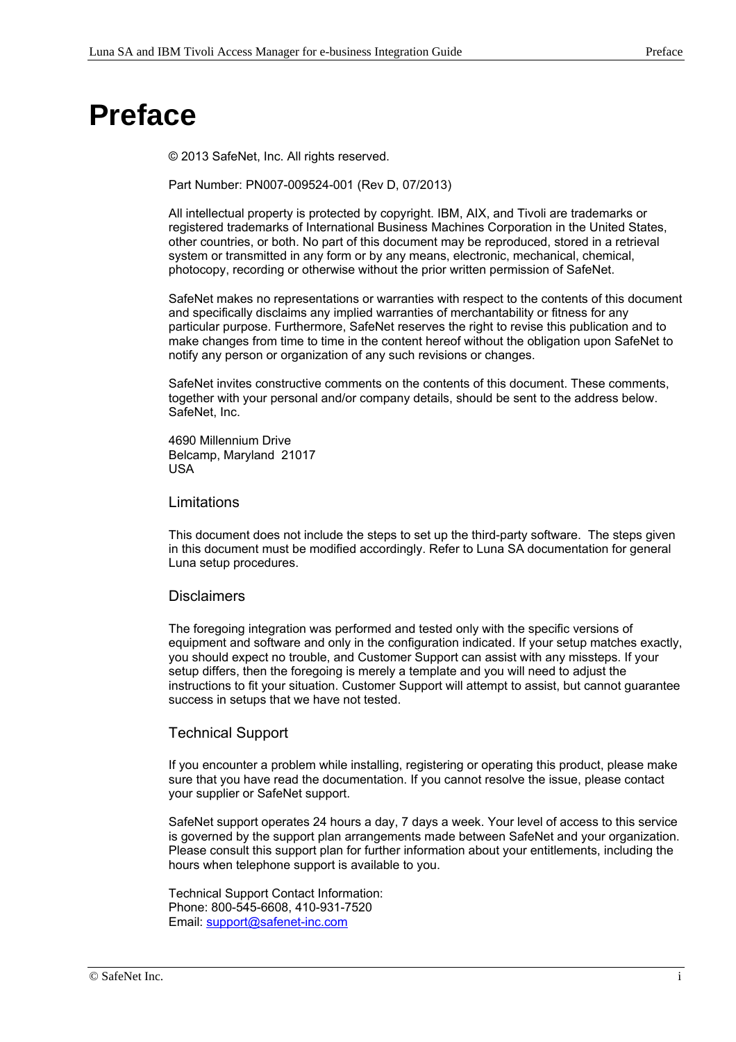# Preface

© 2013 SafeNet, Inc. All rights reserved.

Part Number: PN007-009524-001 (Rev D, 07/2013)

All intellectual property is protected by copyright. IBM, AIX, and Tivoli are trademarks or registered trademarks of International Business Machines Corporation in the United States, other countries, or both. No part of this document may be reproduced, stored in a retrieval system or transmitted in any form or by any means, electronic, mechanical, chemical, photocopy, recording or otherwise without the prior written permission of SafeNet.

SafeNet makes no representations or warranties with respect to the contents of this document and specifically disclaims any implied warranties of merchantability or fitness for any particular purpose. Furthermore, SafeNet reserves the right to revise this publication and to make changes from time to time in the content hereof without the obligation upon SafeNet to notify any person or organization of any such revisions or changes.

SafeNet invites constructive comments on the contents of this document. These comments, together with your personal and/or company details, should be sent to the address below.
SafeNet, Inc.

4690 Millennium Drive
Belcamp, Maryland 21017
USA

## Limitations

This document does not include the steps to set up the third-party software. The steps given in this document must be modified accordingly. Refer to Luna SA documentation for general Luna setup procedures.

## Disclaimers

The foregoing integration was performed and tested only with the specific versions of equipment and software and only in the configuration indicated. If your setup matches exactly, you should expect no trouble, and Customer Support can assist with any missteps. If your setup differs, then the foregoing is merely a template and you will need to adjust the instructions to fit your situation. Customer Support will attempt to assist, but cannot guarantee success in setups that we have not tested.

## Technical Support

If you encounter a problem while installing, registering or operating this product, please make sure that you have read the documentation. If you cannot resolve the issue, please contact your supplier or SafeNet support.

SafeNet support operates 24 hours a day, 7 days a week. Your level of access to this service is governed by the support plan arrangements made between SafeNet and your organization. Please consult this support plan for further information about your entitlements, including the hours when telephone support is available to you.

Technical Support Contact Information:
Phone: 800-545-6608, 410-931-7520
Email: support@safenet-inc.com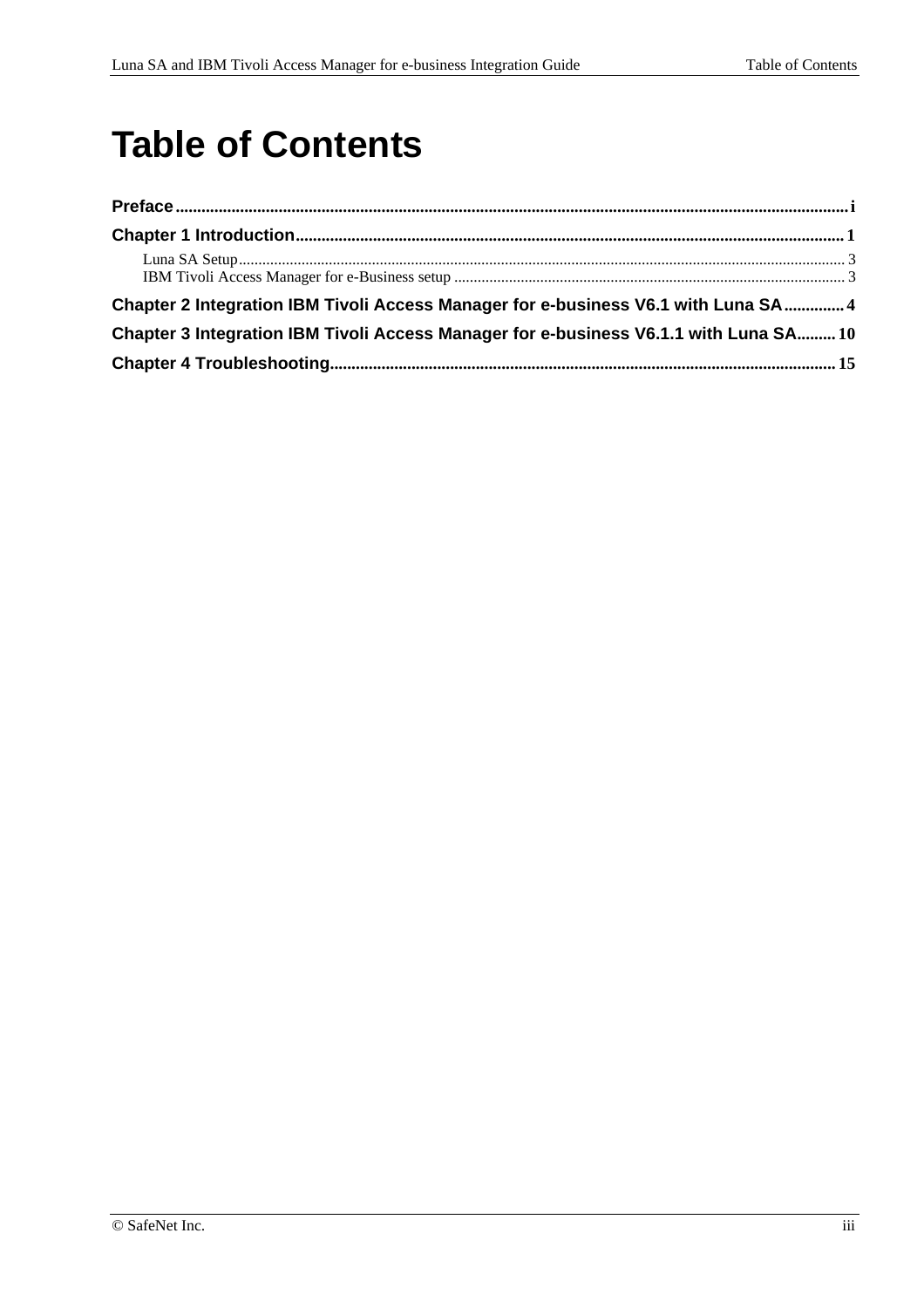# Table of Contents

**Preface** ........................................................................................................................................ i

**Chapter 1 Introduction** ............................................................................................................ 1

Luna SA Setup ................................................................................................................................ 3

IBM Tivoli Access Manager for e-Business setup ................................................................................. 3

**Chapter 2 Integration IBM Tivoli Access Manager for e-business V6.1 with Luna SA** .............. 4

**Chapter 3 Integration IBM Tivoli Access Manager for e-business V6.1.1 with Luna SA** ......... 10

**Chapter 4 Troubleshooting** ..................................................................................................... 15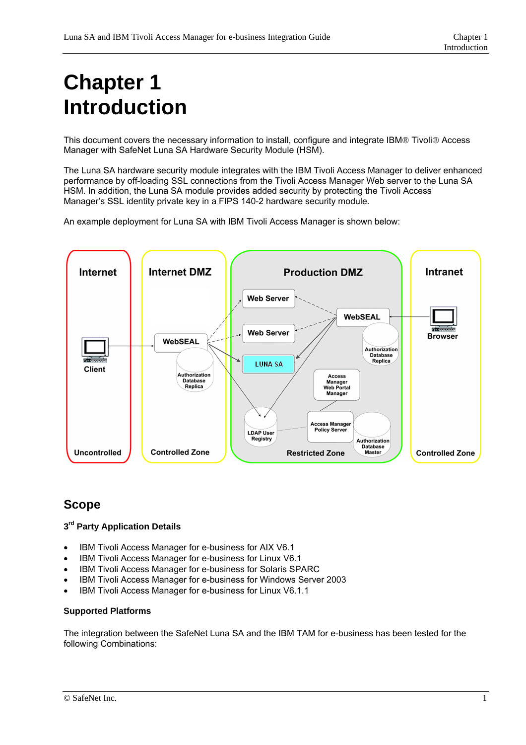# Chapter 1
# Introduction

This document covers the necessary information to install, configure and integrate IBM® Tivoli® Access Manager with SafeNet Luna SA Hardware Security Module (HSM).

The Luna SA hardware security module integrates with the IBM Tivoli Access Manager to deliver enhanced performance by off-loading SSL connections from the Tivoli Access Manager Web server to the Luna SA HSM. In addition, the Luna SA module provides added security by protecting the Tivoli Access Manager's SSL identity private key in a FIPS 140-2 hardware security module.

An example deployment for Luna SA with IBM Tivoli Access Manager is shown below:

Internet | Internet DMZ | Production DMZ | Intranet

Client | WebSEAL | Authorization Database Replica | Web Server | Web Server | LUNA SA | WebSEAL | Authorization Database Replica | Access Manager Web Portal Manager | LDAP User Registry | Access Manager Policy Server | Authorization Database Master | Browser

Uncontrolled | Controlled Zone | Restricted Zone | Controlled Zone

## Scope

### 3rd Party Application Details

- IBM Tivoli Access Manager for e-business for AIX V6.1
- IBM Tivoli Access Manager for e-business for Linux V6.1
- IBM Tivoli Access Manager for e-business for Solaris SPARC
- IBM Tivoli Access Manager for e-business for Windows Server 2003
- IBM Tivoli Access Manager for e-business for Linux V6.1.1

### Supported Platforms

The integration between the SafeNet Luna SA and the IBM TAM for e-business has been tested for the following Combinations: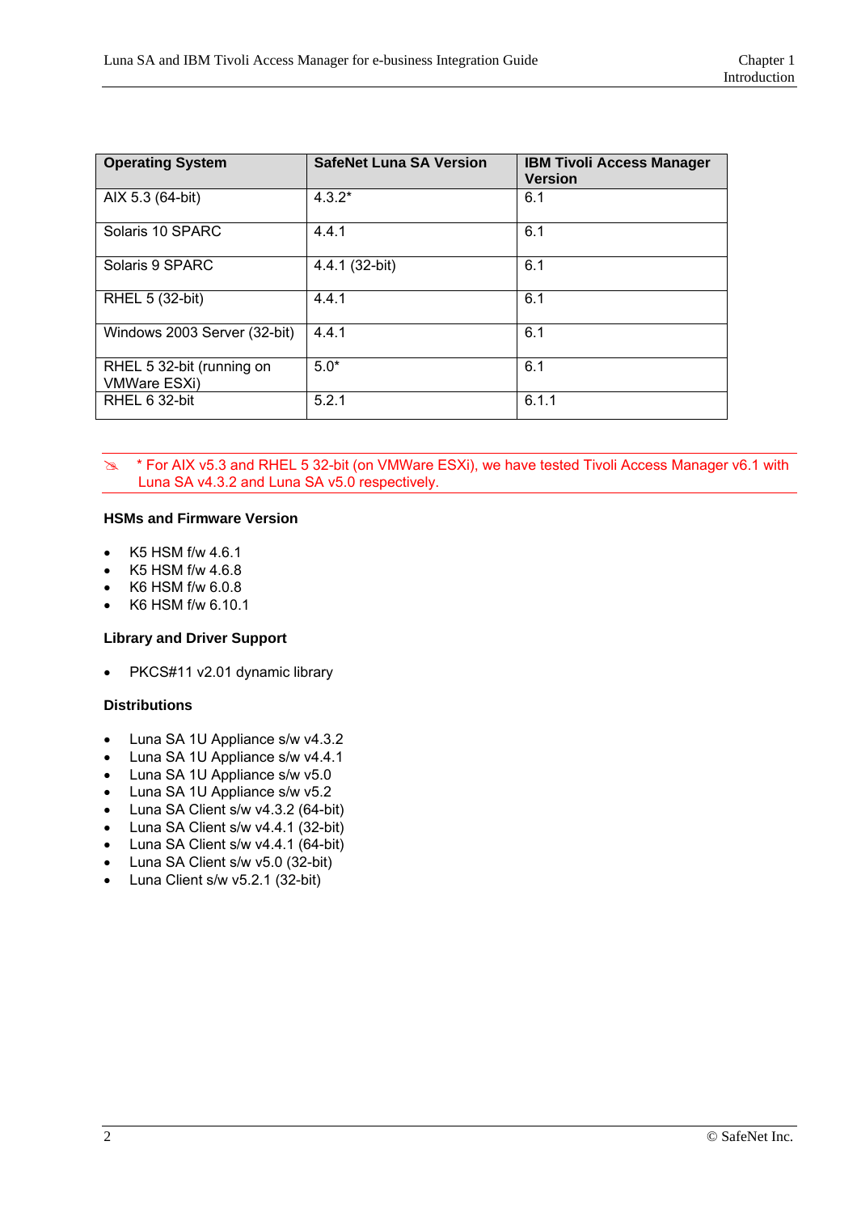| Operating System | SafeNet Luna SA Version | IBM Tivoli Access Manager Version |
| --- | --- | --- |
| AIX 5.3 (64-bit) | 4.3.2* | 6.1 |
| Solaris 10 SPARC | 4.4.1 | 6.1 |
| Solaris 9 SPARC | 4.4.1 (32-bit) | 6.1 |
| RHEL 5 (32-bit) | 4.4.1 | 6.1 |
| Windows 2003 Server (32-bit) | 4.4.1 | 6.1 |
| RHEL 5 32-bit (running on VMWare ESXi) | 5.0* | 6.1 |
| RHEL 6 32-bit | 5.2.1 | 6.1.1 |

* For AIX v5.3 and RHEL 5 32-bit (on VMWare ESXi), we have tested Tivoli Access Manager v6.1 with Luna SA v4.3.2 and Luna SA v5.0 respectively.

**HSMs and Firmware Version**

- K5 HSM f/w 4.6.1
- K5 HSM f/w 4.6.8
- K6 HSM f/w 6.0.8
- K6 HSM f/w 6.10.1

**Library and Driver Support**

- PKCS#11 v2.01 dynamic library

**Distributions**

- Luna SA 1U Appliance s/w v4.3.2
- Luna SA 1U Appliance s/w v4.4.1
- Luna SA 1U Appliance s/w v5.0
- Luna SA 1U Appliance s/w v5.2
- Luna SA Client s/w v4.3.2 (64-bit)
- Luna SA Client s/w v4.4.1 (32-bit)
- Luna SA Client s/w v4.4.1 (64-bit)
- Luna SA Client s/w v5.0 (32-bit)
- Luna Client s/w v5.2.1 (32-bit)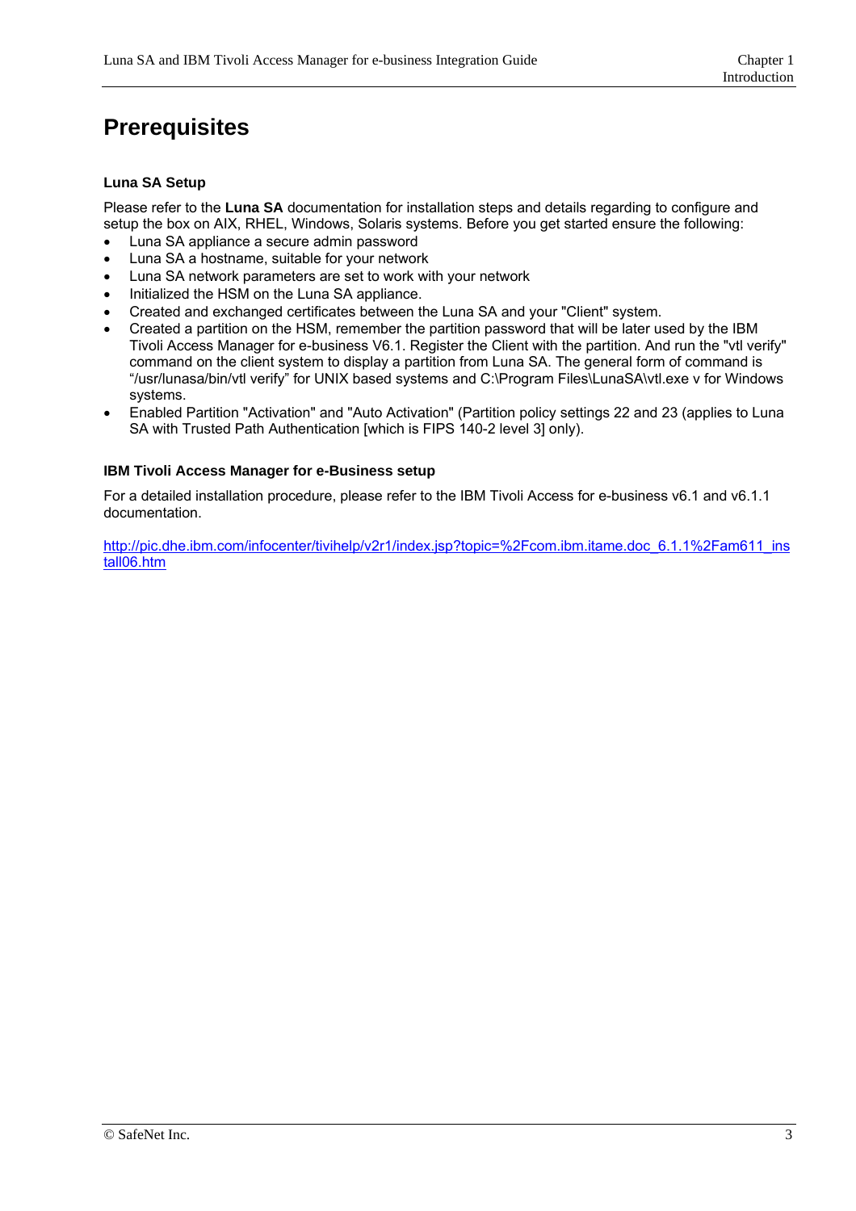# Prerequisites

### Luna SA Setup

Please refer to the **Luna SA** documentation for installation steps and details regarding to configure and setup the box on AIX, RHEL, Windows, Solaris systems. Before you get started ensure the following:

- Luna SA appliance a secure admin password
- Luna SA a hostname, suitable for your network
- Luna SA network parameters are set to work with your network
- Initialized the HSM on the Luna SA appliance.
- Created and exchanged certificates between the Luna SA and your "Client" system.
- Created a partition on the HSM, remember the partition password that will be later used by the IBM Tivoli Access Manager for e-business V6.1. Register the Client with the partition. And run the "vtl verify" command on the client system to display a partition from Luna SA. The general form of command is "/usr/lunasa/bin/vtl verify" for UNIX based systems and C:\Program Files\LunaSA\vtl.exe v for Windows systems.
- Enabled Partition "Activation" and "Auto Activation" (Partition policy settings 22 and 23 (applies to Luna SA with Trusted Path Authentication [which is FIPS 140-2 level 3] only).

### IBM Tivoli Access Manager for e-Business setup

For a detailed installation procedure, please refer to the IBM Tivoli Access for e-business v6.1 and v6.1.1 documentation.

http://pic.dhe.ibm.com/infocenter/tivihelp/v2r1/index.jsp?topic=%2Fcom.ibm.itame.doc_6.1.1%2Fam611_install06.htm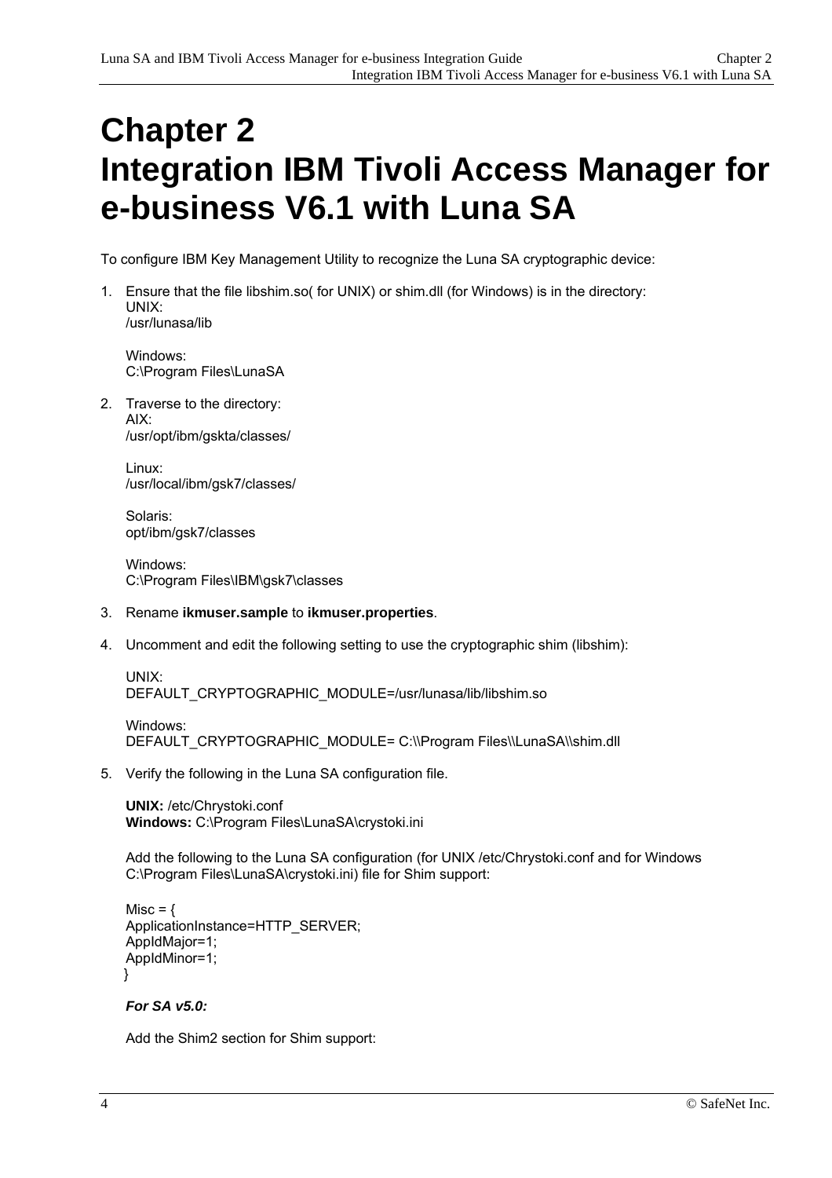# Chapter 2
# Integration IBM Tivoli Access Manager for e-business V6.1 with Luna SA

To configure IBM Key Management Utility to recognize the Luna SA cryptographic device:

1. Ensure that the file libshim.so( for UNIX) or shim.dll (for Windows) is in the directory:
   UNIX:
   /usr/lunasa/lib

   Windows:
   C:\Program Files\LunaSA

2. Traverse to the directory:
   AIX:
   /usr/opt/ibm/gskta/classes/

   Linux:
   /usr/local/ibm/gsk7/classes/

   Solaris:
   opt/ibm/gsk7/classes

   Windows:
   C:\Program Files\IBM\gsk7\classes

3. Rename **ikmuser.sample** to **ikmuser.properties**.

4. Uncomment and edit the following setting to use the cryptographic shim (libshim):

   UNIX:
   DEFAULT_CRYPTOGRAPHIC_MODULE=/usr/lunasa/lib/libshim.so

   Windows:
   DEFAULT_CRYPTOGRAPHIC_MODULE= C:\\Program Files\\LunaSA\\shim.dll

5. Verify the following in the Luna SA configuration file.

   **UNIX:** /etc/Chrystoki.conf
   **Windows:** C:\Program Files\LunaSA\crystoki.ini

   Add the following to the Luna SA configuration (for UNIX /etc/Chrystoki.conf and for Windows C:\Program Files\LunaSA\crystoki.ini) file for Shim support:

   ```
   Misc = {
   ApplicationInstance=HTTP_SERVER;
   AppIdMajor=1;
   AppIdMinor=1;
   }
   ```

   ***For SA v5.0:***

   Add the Shim2 section for Shim support: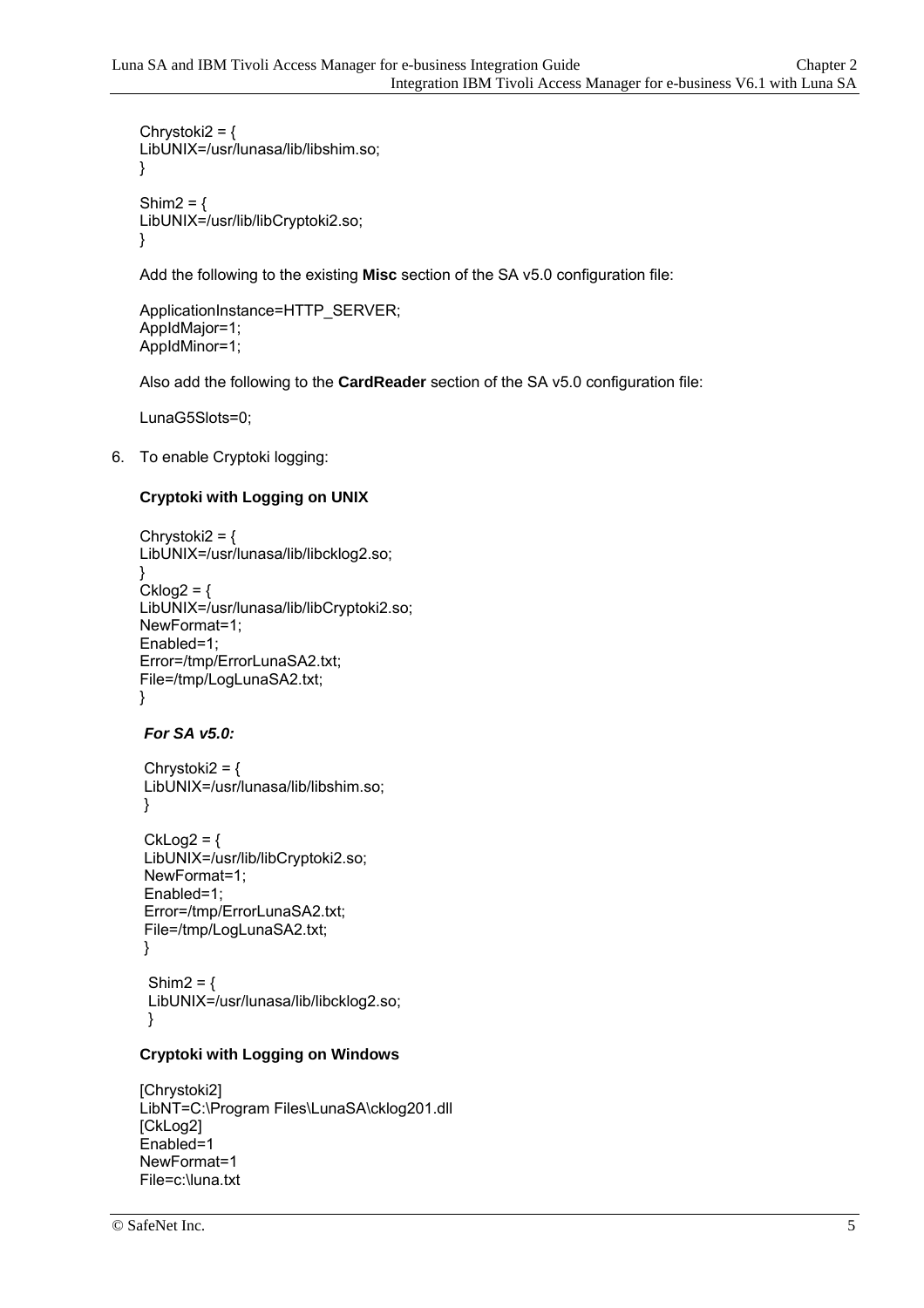```
Chrystoki2 = {
LibUNIX=/usr/lunasa/lib/libshim.so;
}

Shim2 = {
LibUNIX=/usr/lib/libCryptoki2.so;
}
```

Add the following to the existing **Misc** section of the SA v5.0 configuration file:

```
ApplicationInstance=HTTP_SERVER;
AppIdMajor=1;
AppIdMinor=1;
```

Also add the following to the **CardReader** section of the SA v5.0 configuration file:

```
LunaG5Slots=0;
```

6. To enable Cryptoki logging:

**Cryptoki with Logging on UNIX**

```
Chrystoki2 = {
LibUNIX=/usr/lunasa/lib/libcklog2.so;
}
Cklog2 = {
LibUNIX=/usr/lunasa/lib/libCryptoki2.so;
NewFormat=1;
Enabled=1;
Error=/tmp/ErrorLunaSA2.txt;
File=/tmp/LogLunaSA2.txt;
}
```

***For SA v5.0:***

```
Chrystoki2 = {
LibUNIX=/usr/lunasa/lib/libshim.so;
}

CkLog2 = {
LibUNIX=/usr/lib/libCryptoki2.so;
NewFormat=1;
Enabled=1;
Error=/tmp/ErrorLunaSA2.txt;
File=/tmp/LogLunaSA2.txt;
}

Shim2 = {
LibUNIX=/usr/lunasa/lib/libcklog2.so;
}
```

**Cryptoki with Logging on Windows**

```
[Chrystoki2]
LibNT=C:\Program Files\LunaSA\cklog201.dll
[CkLog2]
Enabled=1
NewFormat=1
File=c:\luna.txt
```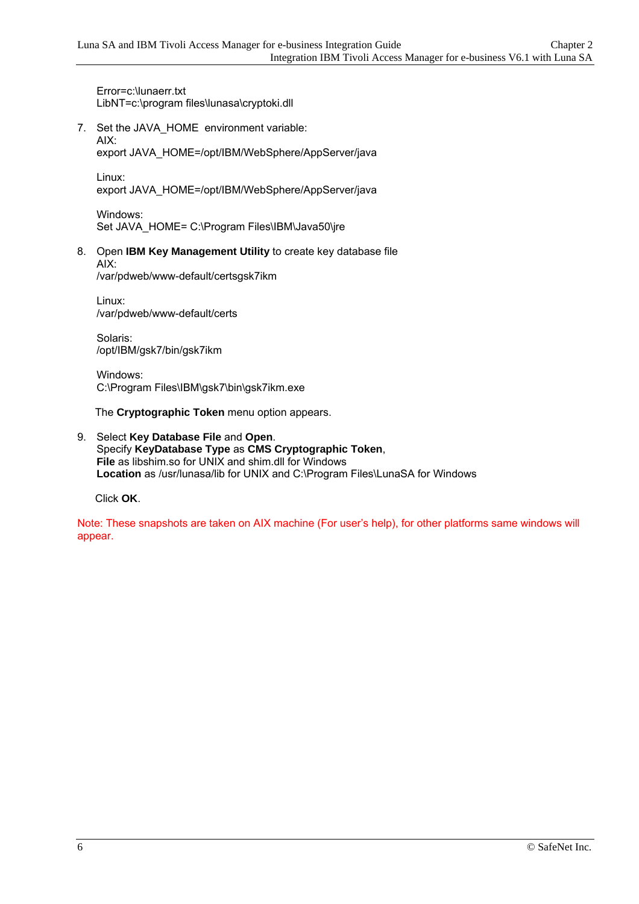Error=c:\lunaerr.txt
LibNT=c:\program files\lunasa\cryptoki.dll

7. Set the JAVA_HOME environment variable:
   AIX:
   export JAVA_HOME=/opt/IBM/WebSphere/AppServer/java

   Linux:
   export JAVA_HOME=/opt/IBM/WebSphere/AppServer/java

   Windows:
   Set JAVA_HOME= C:\Program Files\IBM\Java50\jre

8. Open **IBM Key Management Utility** to create key database file
   AIX:
   /var/pdweb/www-default/certsgsk7ikm

   Linux:
   /var/pdweb/www-default/certs

   Solaris:
   /opt/IBM/gsk7/bin/gsk7ikm

   Windows:
   C:\Program Files\IBM\gsk7\bin\gsk7ikm.exe

   The **Cryptographic Token** menu option appears.

9. Select **Key Database File** and **Open**.
   Specify **KeyDatabase Type** as **CMS Cryptographic Token**,
   **File** as libshim.so for UNIX and shim.dll for Windows
   **Location** as /usr/lunasa/lib for UNIX and C:\Program Files\LunaSA for Windows

   Click **OK**.

Note: These snapshots are taken on AIX machine (For user's help), for other platforms same windows will appear.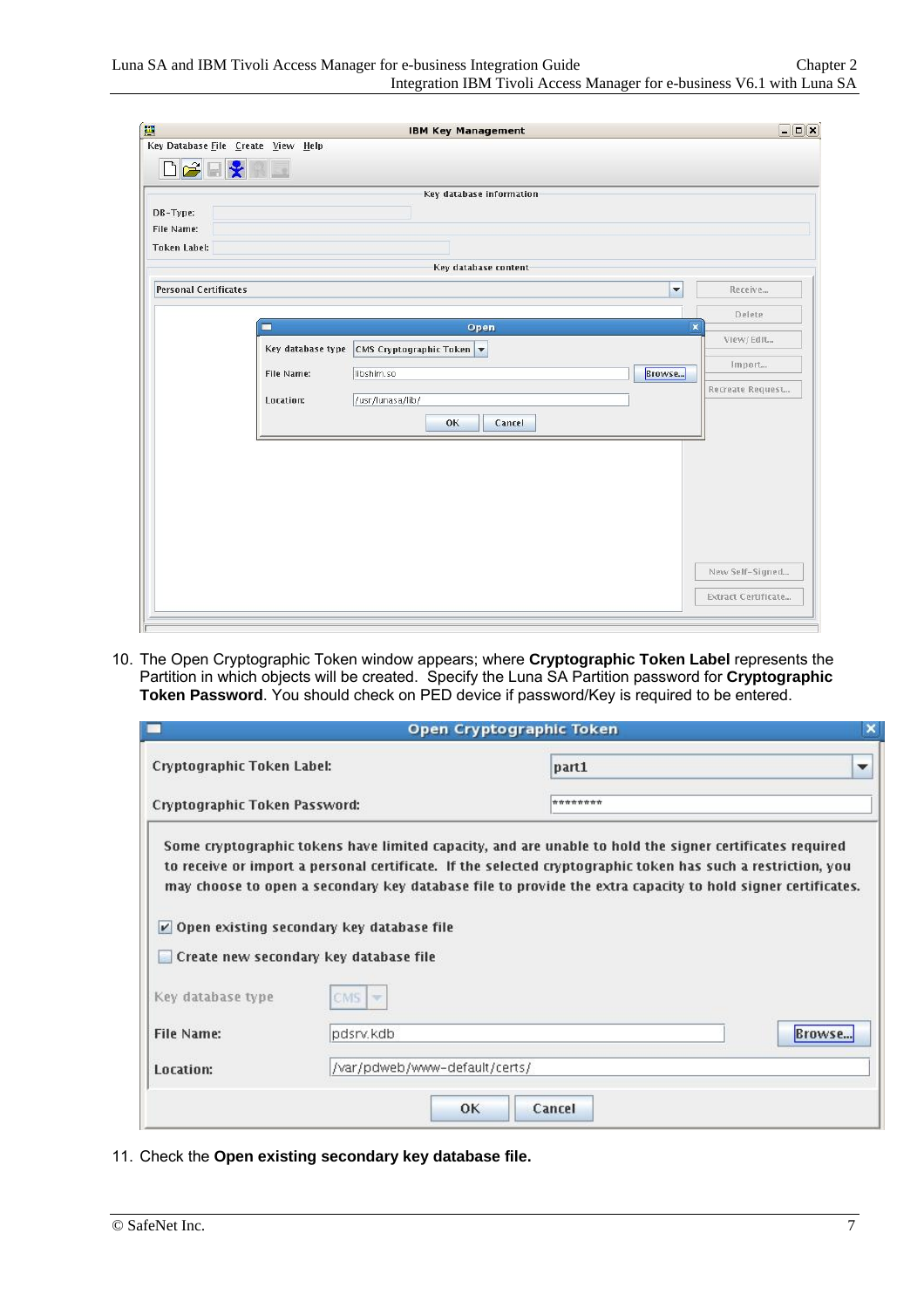10. The Open Cryptographic Token window appears; where **Cryptographic Token Label** represents the Partition in which objects will be created. Specify the Luna SA Partition password for **Cryptographic Token Password**. You should check on PED device if password/Key is required to be entered.

11. Check the **Open existing secondary key database file.**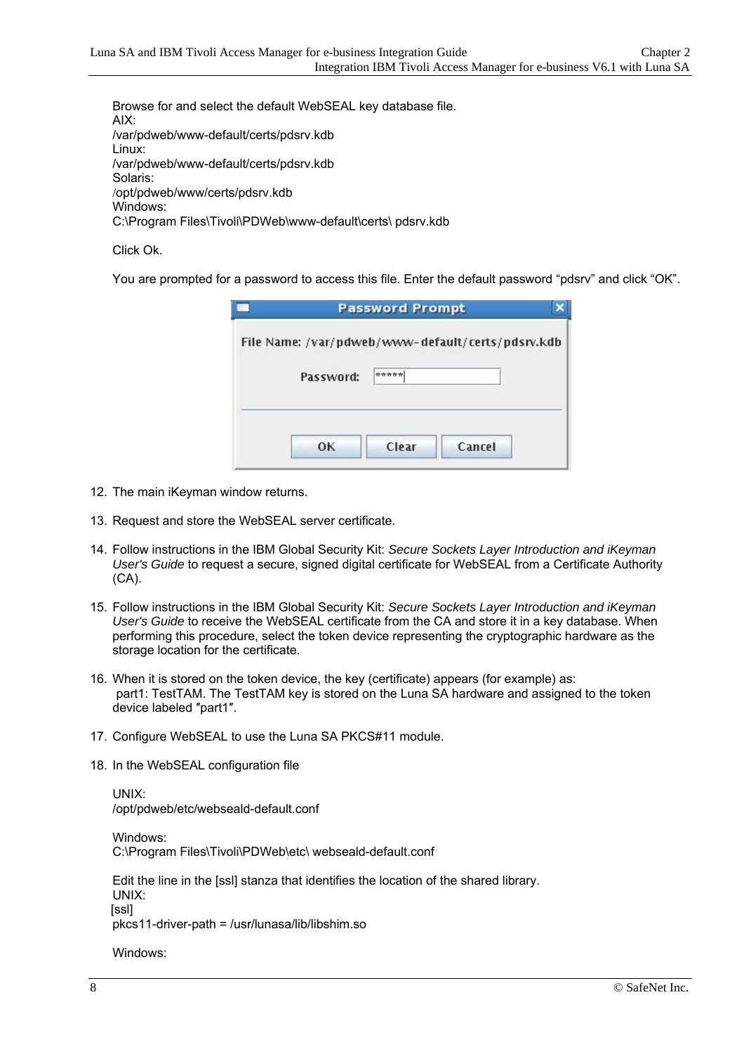Browse for and select the default WebSEAL key database file.
AIX:
/var/pdweb/www-default/certs/pdsrv.kdb
Linux:
/var/pdweb/www-default/certs/pdsrv.kdb
Solaris:
/opt/pdweb/www/certs/pdsrv.kdb
Windows:
C:\Program Files\Tivoli\PDWeb\www-default\certs\ pdsrv.kdb

Click Ok.

You are prompted for a password to access this file. Enter the default password “pdsrv” and click “OK”.

12. The main iKeyman window returns.

13. Request and store the WebSEAL server certificate.

14. Follow instructions in the IBM Global Security Kit: *Secure Sockets Layer Introduction and iKeyman User's Guide* to request a secure, signed digital certificate for WebSEAL from a Certificate Authority (CA).

15. Follow instructions in the IBM Global Security Kit: *Secure Sockets Layer Introduction and iKeyman User's Guide* to receive the WebSEAL certificate from the CA and store it in a key database. When performing this procedure, select the token device representing the cryptographic hardware as the storage location for the certificate.

16. When it is stored on the token device, the key (certificate) appears (for example) as:
    part1: TestTAM. The TestTAM key is stored on the Luna SA hardware and assigned to the token device labeled ″part1″.

17. Configure WebSEAL to use the Luna SA PKCS#11 module.

18. In the WebSEAL configuration file

    UNIX:
    /opt/pdweb/etc/webseald-default.conf

    Windows:
    C:\Program Files\Tivoli\PDWeb\etc\ webseald-default.conf

    Edit the line in the [ssl] stanza that identifies the location of the shared library.
    UNIX:
    [ssl]
    pkcs11-driver-path = /usr/lunasa/lib/libshim.so

    Windows: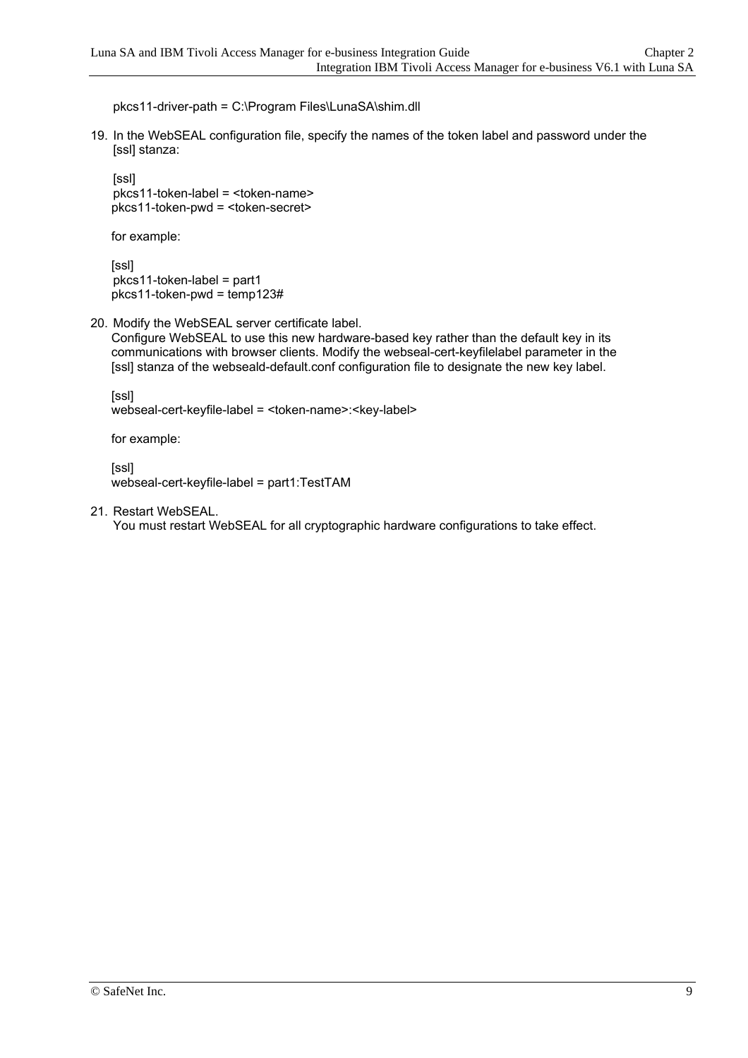pkcs11-driver-path = C:\Program Files\LunaSA\shim.dll

19. In the WebSEAL configuration file, specify the names of the token label and password under the [ssl] stanza:

```
[ssl]
pkcs11-token-label = <token-name>
pkcs11-token-pwd = <token-secret>
```

for example:

```
[ssl]
pkcs11-token-label = part1
pkcs11-token-pwd = temp123#
```

20. Modify the WebSEAL server certificate label.
Configure WebSEAL to use this new hardware-based key rather than the default key in its communications with browser clients. Modify the webseal-cert-keyfilelabel parameter in the [ssl] stanza of the webseald-default.conf configuration file to designate the new key label.

```
[ssl]
webseal-cert-keyfile-label = <token-name>:<key-label>
```

for example:

```
[ssl]
webseal-cert-keyfile-label = part1:TestTAM
```

21. Restart WebSEAL.
You must restart WebSEAL for all cryptographic hardware configurations to take effect.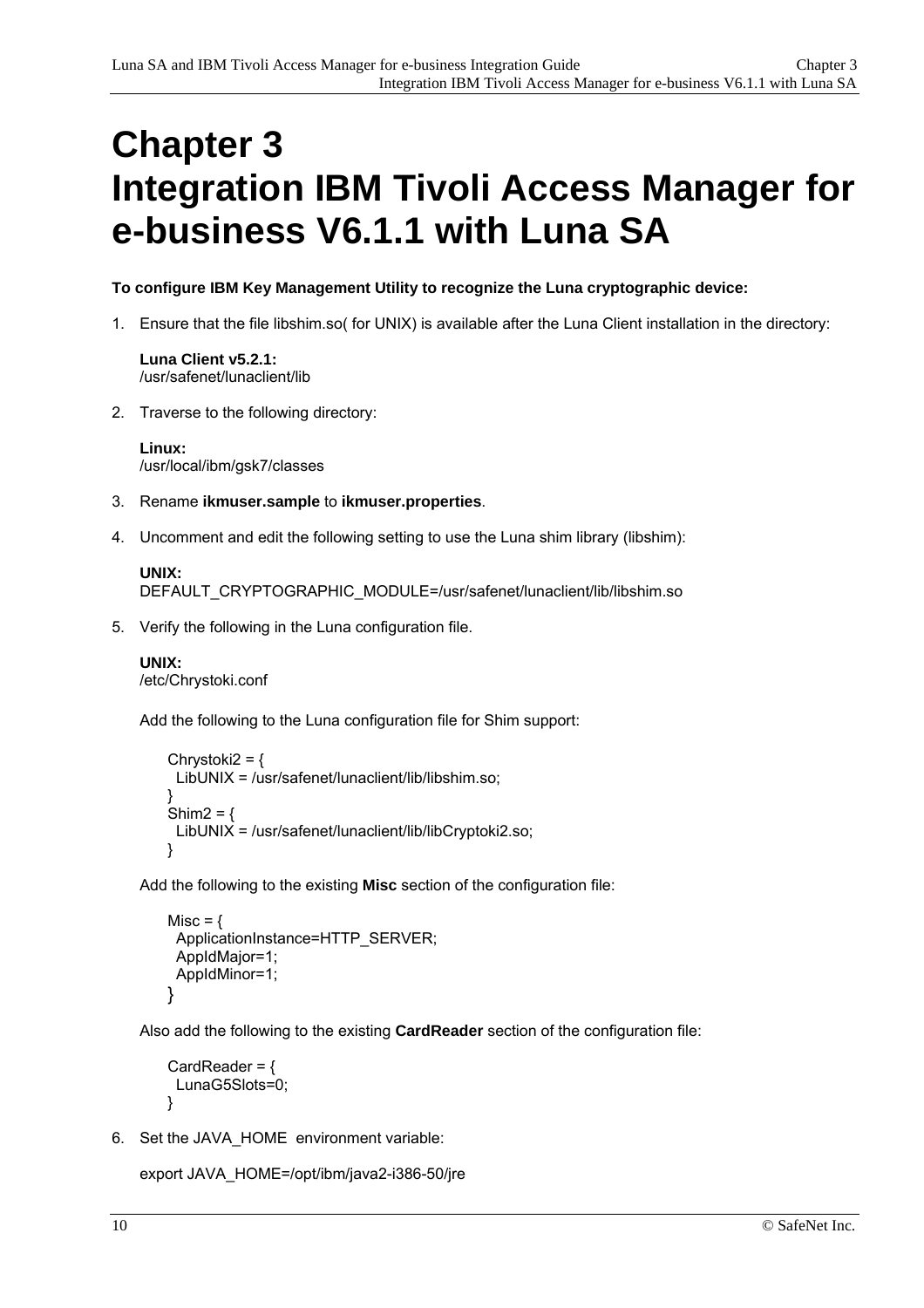# Chapter 3
# Integration IBM Tivoli Access Manager for e-business V6.1.1 with Luna SA

**To configure IBM Key Management Utility to recognize the Luna cryptographic device:**

1. Ensure that the file libshim.so( for UNIX) is available after the Luna Client installation in the directory:

   **Luna Client v5.2.1:**
   /usr/safenet/lunaclient/lib

2. Traverse to the following directory:

   **Linux:**
   /usr/local/ibm/gsk7/classes

3. Rename **ikmuser.sample** to **ikmuser.properties**.

4. Uncomment and edit the following setting to use the Luna shim library (libshim):

   **UNIX:**
   DEFAULT_CRYPTOGRAPHIC_MODULE=/usr/safenet/lunaclient/lib/libshim.so

5. Verify the following in the Luna configuration file.

   **UNIX:**
   /etc/Chrystoki.conf

   Add the following to the Luna configuration file for Shim support:

   ```
   Chrystoki2 = {
     LibUNIX = /usr/safenet/lunaclient/lib/libshim.so;
   }
   Shim2 = {
     LibUNIX = /usr/safenet/lunaclient/lib/libCryptoki2.so;
   }
   ```

   Add the following to the existing **Misc** section of the configuration file:

   ```
   Misc = {
     ApplicationInstance=HTTP_SERVER;
     AppIdMajor=1;
     AppIdMinor=1;
   }
   ```

   Also add the following to the existing **CardReader** section of the configuration file:

   ```
   CardReader = {
     LunaG5Slots=0;
   }
   ```

6. Set the JAVA_HOME environment variable:

   export JAVA_HOME=/opt/ibm/java2-i386-50/jre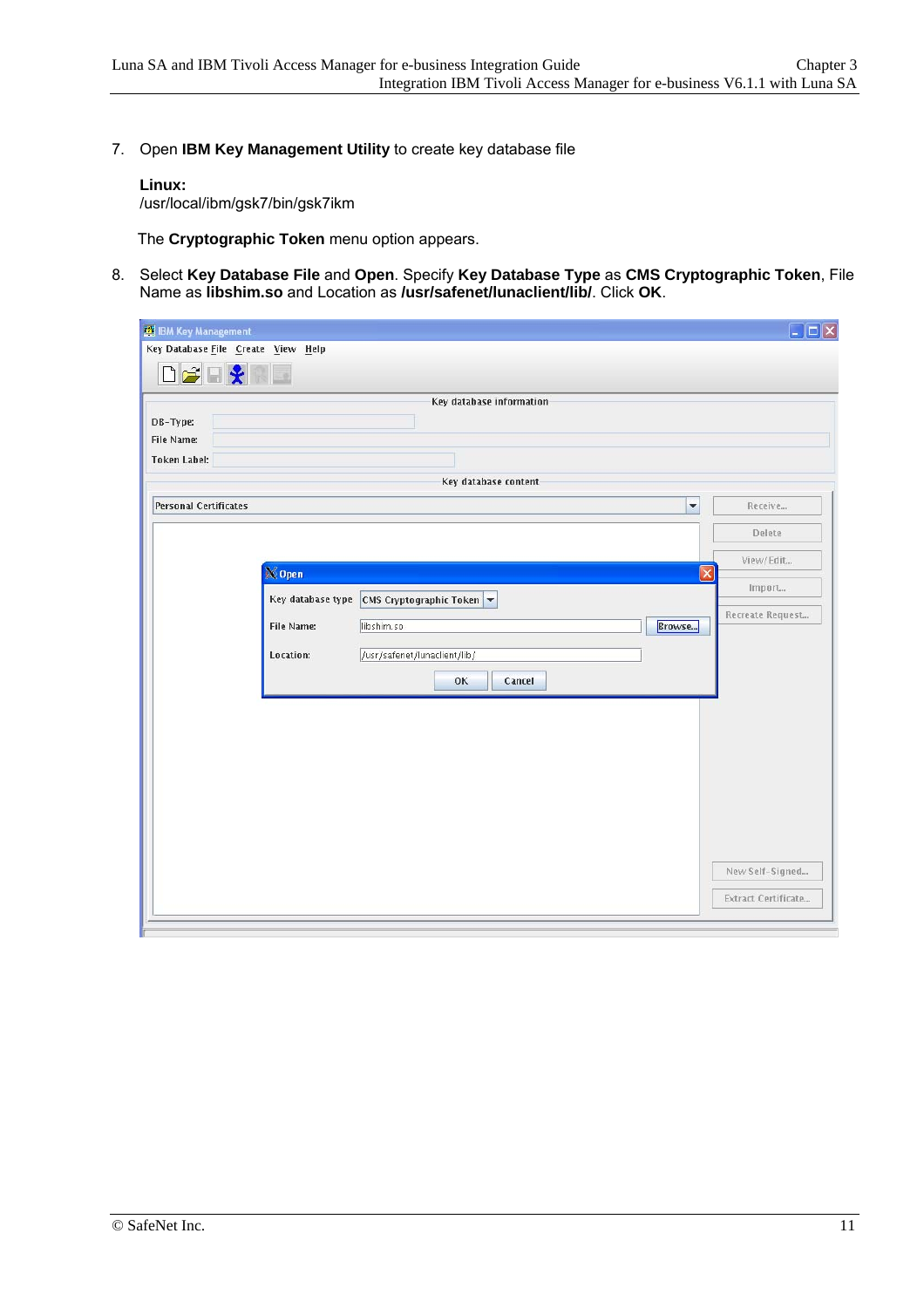7. Open **IBM Key Management Utility** to create key database file

   **Linux:**
   /usr/local/ibm/gsk7/bin/gsk7ikm

   The **Cryptographic Token** menu option appears.

8. Select **Key Database File** and **Open**. Specify **Key Database Type** as **CMS Cryptographic Token**, File Name as **libshim.so** and Location as **/usr/safenet/lunaclient/lib/**. Click **OK**.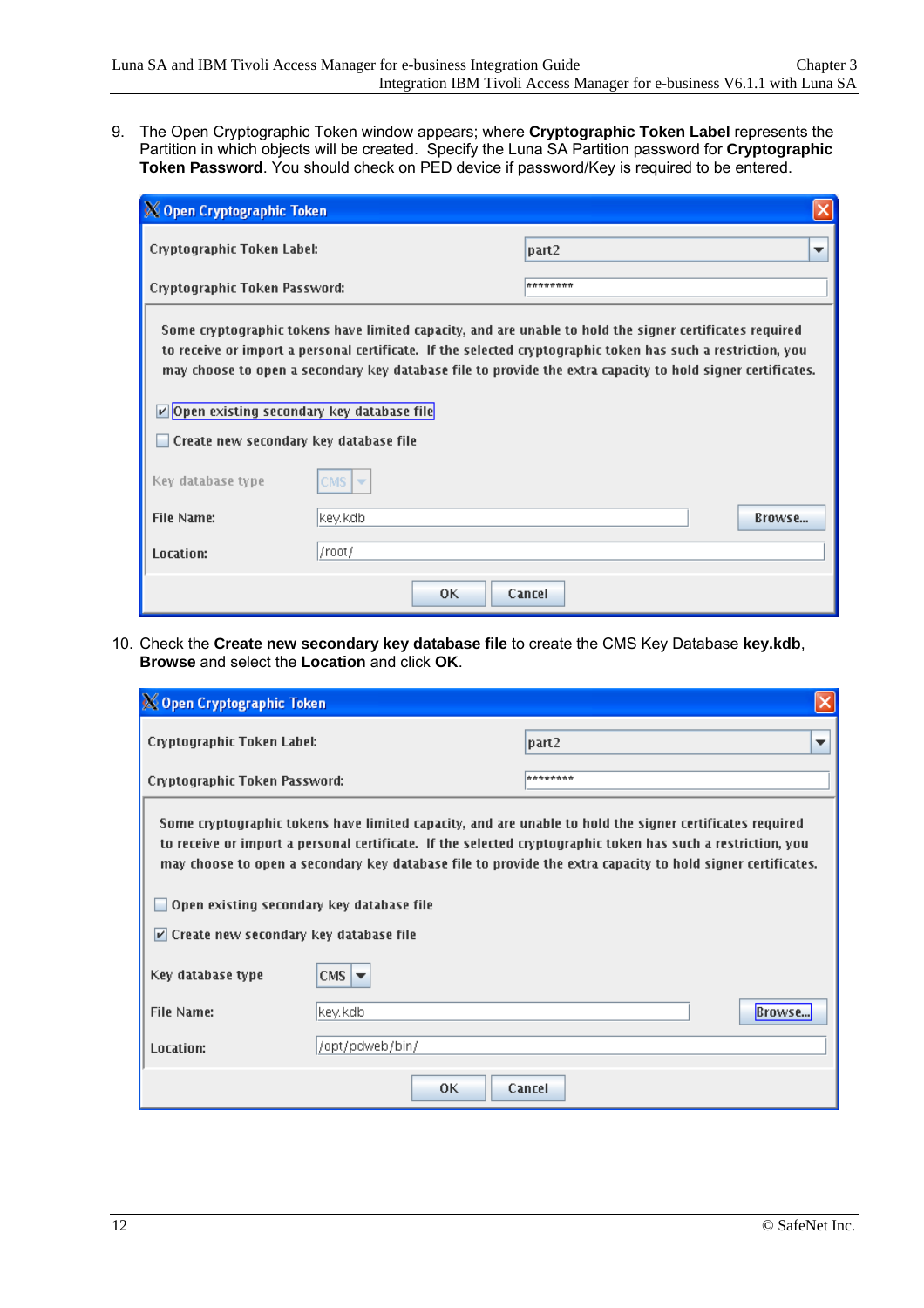9. The Open Cryptographic Token window appears; where **Cryptographic Token Label** represents the Partition in which objects will be created. Specify the Luna SA Partition password for **Cryptographic Token Password**. You should check on PED device if password/Key is required to be entered.

Open Cryptographic Token

Cryptographic Token Label: part2

Cryptographic Token Password: ********

Some cryptographic tokens have limited capacity, and are unable to hold the signer certificates required to receive or import a personal certificate. If the selected cryptographic token has such a restriction, you may choose to open a secondary key database file to provide the extra capacity to hold signer certificates.

☑ Open existing secondary key database file

☐ Create new secondary key database file

Key database type: CMS

File Name: key.kdb [Browse...]

Location: /root/

[OK] [Cancel]

10. Check the **Create new secondary key database file** to create the CMS Key Database **key.kdb**, **Browse** and select the **Location** and click **OK**.

Open Cryptographic Token

Cryptographic Token Label: part2

Cryptographic Token Password: ********

Some cryptographic tokens have limited capacity, and are unable to hold the signer certificates required to receive or import a personal certificate. If the selected cryptographic token has such a restriction, you may choose to open a secondary key database file to provide the extra capacity to hold signer certificates.

☐ Open existing secondary key database file

☑ Create new secondary key database file

Key database type: CMS

File Name: key.kdb [Browse...]

Location: /opt/pdweb/bin/

[OK] [Cancel]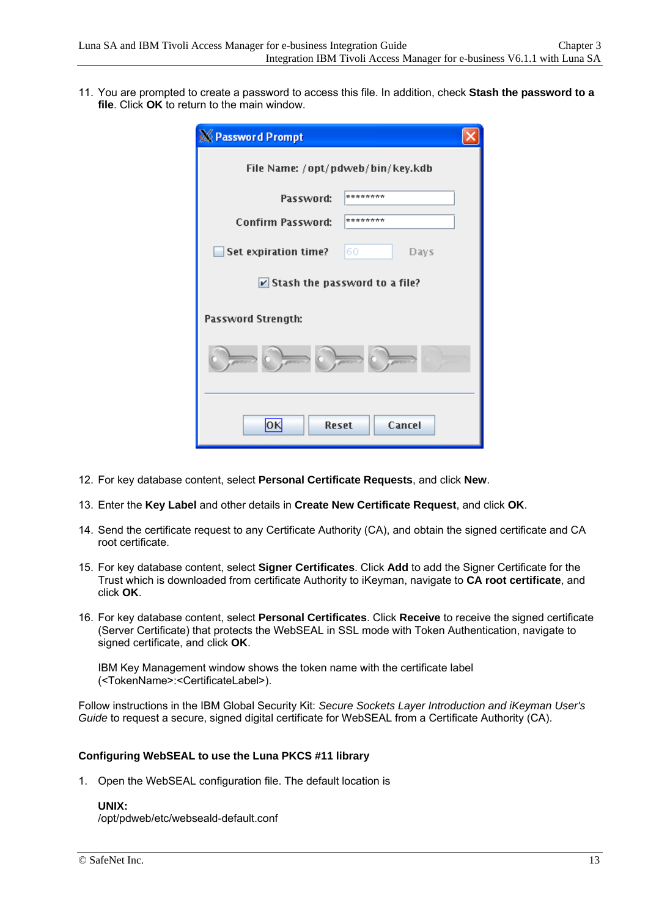11. You are prompted to create a password to access this file. In addition, check **Stash the password to a file**. Click **OK** to return to the main window.

12. For key database content, select **Personal Certificate Requests**, and click **New**.

13. Enter the **Key Label** and other details in **Create New Certificate Request**, and click **OK**.

14. Send the certificate request to any Certificate Authority (CA), and obtain the signed certificate and CA root certificate.

15. For key database content, select **Signer Certificates**. Click **Add** to add the Signer Certificate for the Trust which is downloaded from certificate Authority to iKeyman, navigate to **CA root certificate**, and click **OK**.

16. For key database content, select **Personal Certificates**. Click **Receive** to receive the signed certificate (Server Certificate) that protects the WebSEAL in SSL mode with Token Authentication, navigate to signed certificate, and click **OK**.

    IBM Key Management window shows the token name with the certificate label (<TokenName>:<CertificateLabel>).

Follow instructions in the IBM Global Security Kit: *Secure Sockets Layer Introduction and iKeyman User's Guide* to request a secure, signed digital certificate for WebSEAL from a Certificate Authority (CA).

**Configuring WebSEAL to use the Luna PKCS #11 library**

1. Open the WebSEAL configuration file. The default location is

   **UNIX:**
   /opt/pdweb/etc/webseald-default.conf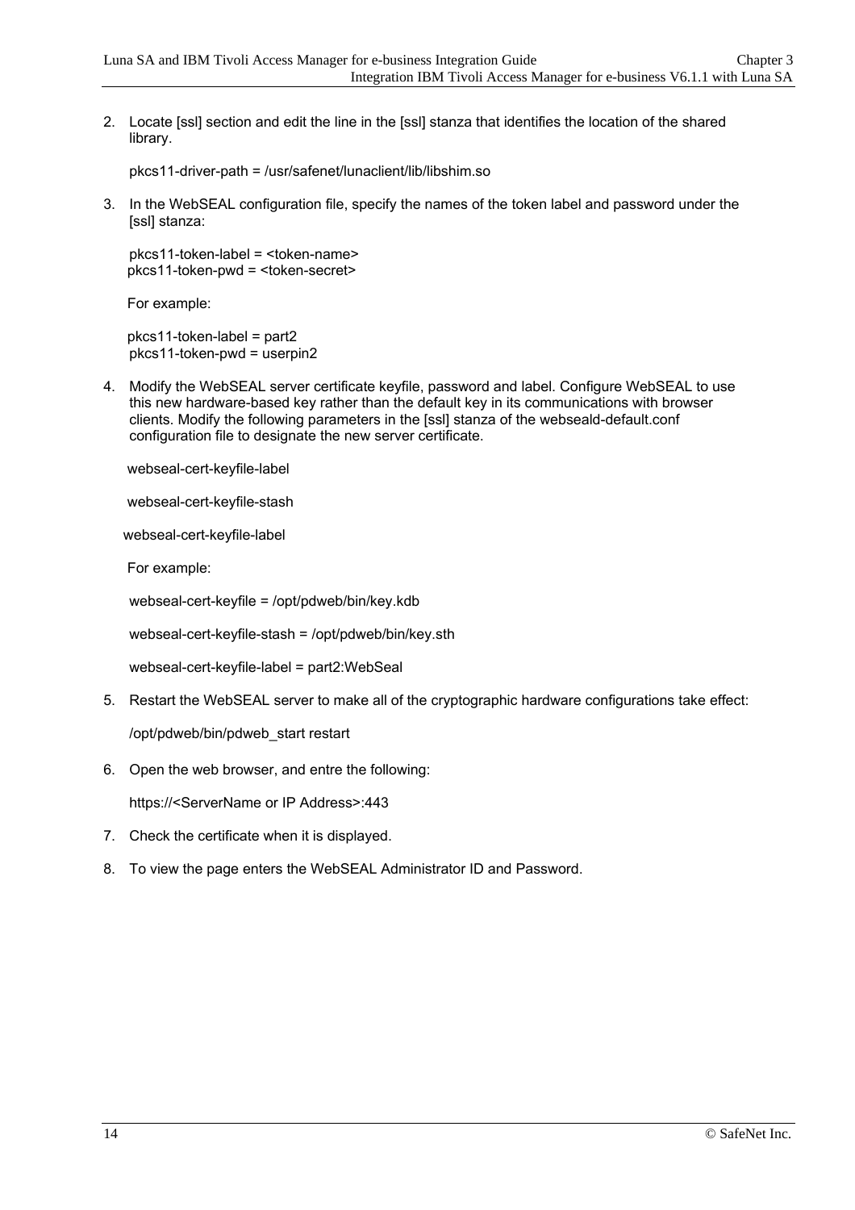2. Locate [ssl] section and edit the line in the [ssl] stanza that identifies the location of the shared library.

   pkcs11-driver-path = /usr/safenet/lunaclient/lib/libshim.so

3. In the WebSEAL configuration file, specify the names of the token label and password under the [ssl] stanza:

   pkcs11-token-label = <token-name>
   pkcs11-token-pwd = <token-secret>

   For example:

   pkcs11-token-label = part2
   pkcs11-token-pwd = userpin2

4. Modify the WebSEAL server certificate keyfile, password and label. Configure WebSEAL to use this new hardware-based key rather than the default key in its communications with browser clients. Modify the following parameters in the [ssl] stanza of the webseald-default.conf configuration file to designate the new server certificate.

   webseal-cert-keyfile-label

   webseal-cert-keyfile-stash

   webseal-cert-keyfile-label

   For example:

   webseal-cert-keyfile = /opt/pdweb/bin/key.kdb

   webseal-cert-keyfile-stash = /opt/pdweb/bin/key.sth

   webseal-cert-keyfile-label = part2:WebSeal

5. Restart the WebSEAL server to make all of the cryptographic hardware configurations take effect:

   /opt/pdweb/bin/pdweb_start restart

6. Open the web browser, and entre the following:

   https://<ServerName or IP Address>:443

7. Check the certificate when it is displayed.

8. To view the page enters the WebSEAL Administrator ID and Password.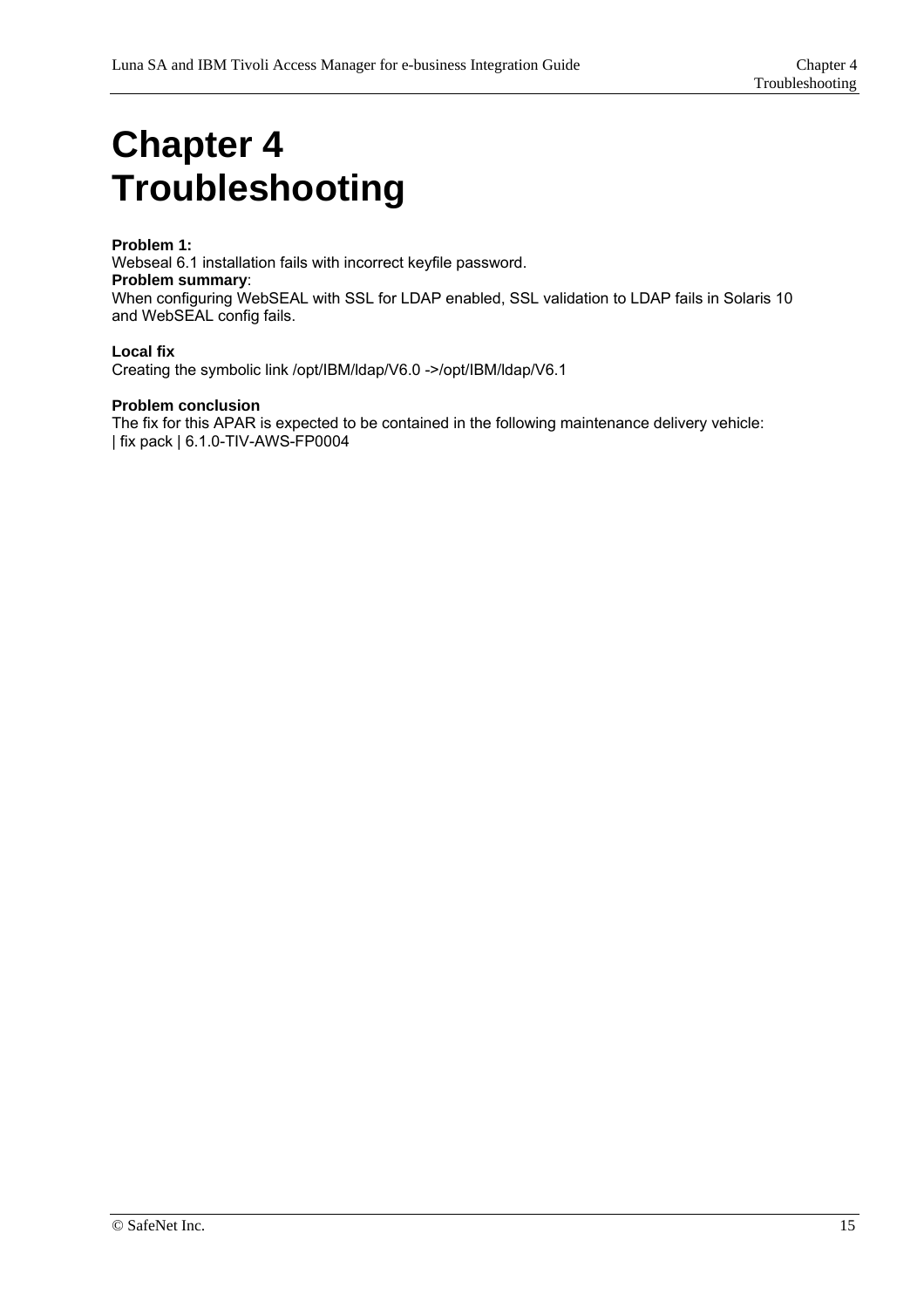# Chapter 4 Troubleshooting

**Problem 1:**
Webseal 6.1 installation fails with incorrect keyfile password.
**Problem summary**:
When configuring WebSEAL with SSL for LDAP enabled, SSL validation to LDAP fails in Solaris 10 and WebSEAL config fails.

**Local fix**
Creating the symbolic link /opt/IBM/ldap/V6.0 ->/opt/IBM/ldap/V6.1

**Problem conclusion**
The fix for this APAR is expected to be contained in the following maintenance delivery vehicle:
| fix pack | 6.1.0-TIV-AWS-FP0004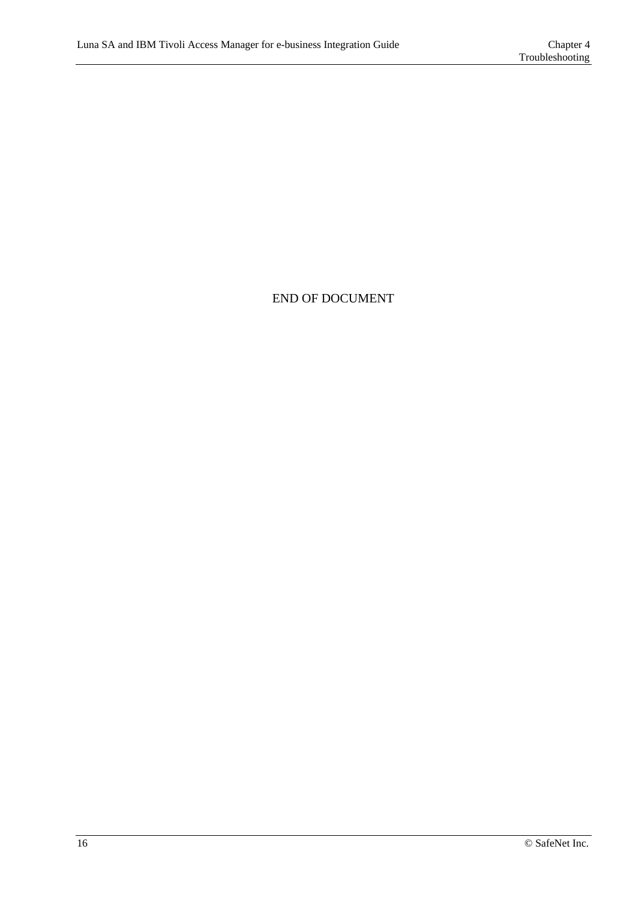END OF DOCUMENT